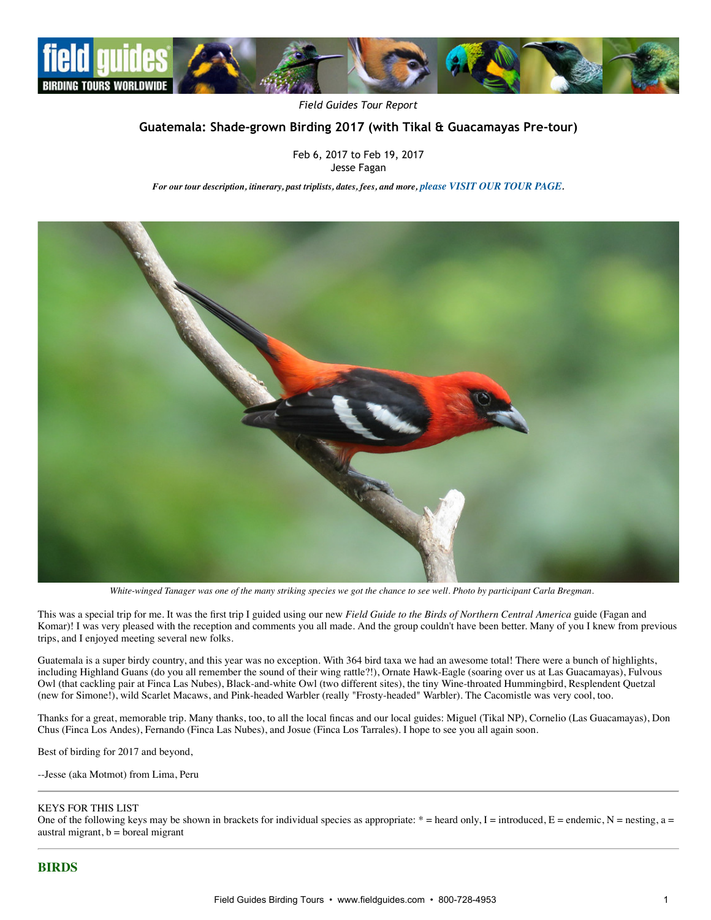*Field Guides Tour Report*

## Guatemala: Shade-grown Birding 2017 (with Tikal & Guacamayas Pre-tour)

Feb 6, 2017 to Feb 19, 2017
Jesse Fagan

***For our tour description, itinerary, past triplists, dates, fees, and more, please VISIT OUR TOUR PAGE.***

*White-winged Tanager was one of the many striking species we got the chance to see well. Photo by participant Carla Bregman.*

This was a special trip for me. It was the first trip I guided using our new *Field Guide to the Birds of Northern Central America* guide (Fagan and Komar)! I was very pleased with the reception and comments you all made. And the group couldn't have been better. Many of you I knew from previous trips, and I enjoyed meeting several new folks.

Guatemala is a super birdy country, and this year was no exception. With 364 bird taxa we had an awesome total! There were a bunch of highlights, including Highland Guans (do you all remember the sound of their wing rattle?!), Ornate Hawk-Eagle (soaring over us at Las Guacamayas), Fulvous Owl (that cackling pair at Finca Las Nubes), Black-and-white Owl (two different sites), the tiny Wine-throated Hummingbird, Resplendent Quetzal (new for Simone!), wild Scarlet Macaws, and Pink-headed Warbler (really "Frosty-headed" Warbler). The Cacomistle was very cool, too.

Thanks for a great, memorable trip. Many thanks, too, to all the local fincas and our local guides: Miguel (Tikal NP), Cornelio (Las Guacamayas), Don Chus (Finca Los Andes), Fernando (Finca Las Nubes), and Josue (Finca Los Tarrales). I hope to see you all again soon.

Best of birding for 2017 and beyond,

--Jesse (aka Motmot) from Lima, Peru

---

KEYS FOR THIS LIST
One of the following keys may be shown in brackets for individual species as appropriate: * = heard only, I = introduced, E = endemic, N = nesting, a = austral migrant, b = boreal migrant

---

## BIRDS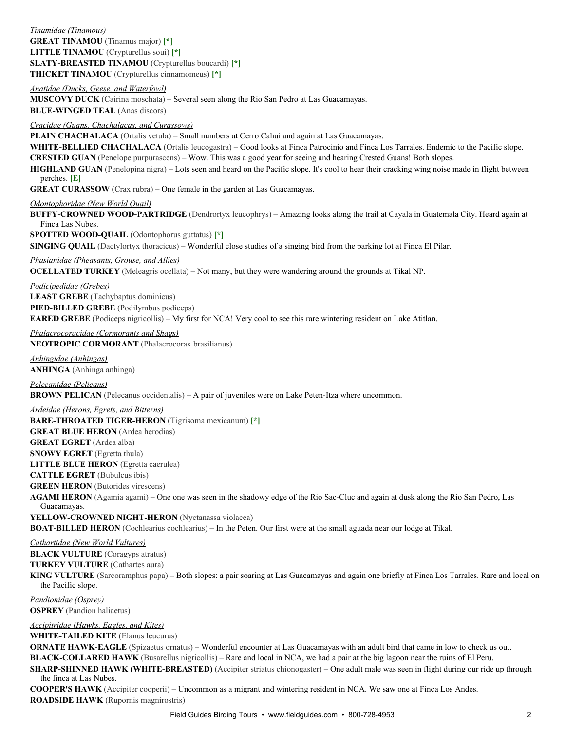*Tinamidae (Tinamous)*

**GREAT TINAMOU** (Tinamus major) [*]

**LITTLE TINAMOU** (Crypturellus soui) [*]

**SLATY-BREASTED TINAMOU** (Crypturellus boucardi) [*]

**THICKET TINAMOU** (Crypturellus cinnamomeus) [*]

*Anatidae (Ducks, Geese, and Waterfowl)*

**MUSCOVY DUCK** (Cairina moschata) – Several seen along the Rio San Pedro at Las Guacamayas.

**BLUE-WINGED TEAL** (Anas discors)

*Cracidae (Guans, Chachalacas, and Curassows)*

**PLAIN CHACHALACA** (Ortalis vetula) – Small numbers at Cerro Cahui and again at Las Guacamayas.

**WHITE-BELLIED CHACHALACA** (Ortalis leucogastra) – Good looks at Finca Patrocinio and Finca Los Tarrales. Endemic to the Pacific slope.

**CRESTED GUAN** (Penelope purpurascens) – Wow. This was a good year for seeing and hearing Crested Guans! Both slopes.

**HIGHLAND GUAN** (Penelopina nigra) – Lots seen and heard on the Pacific slope. It's cool to hear their cracking wing noise made in flight between perches. [E]

**GREAT CURASSOW** (Crax rubra) – One female in the garden at Las Guacamayas.

*Odontophoridae (New World Quail)*

**BUFFY-CROWNED WOOD-PARTRIDGE** (Dendrortyx leucophrys) – Amazing looks along the trail at Cayala in Guatemala City. Heard again at Finca Las Nubes.

**SPOTTED WOOD-QUAIL** (Odontophorus guttatus) [*]

**SINGING QUAIL** (Dactylortyx thoracicus) – Wonderful close studies of a singing bird from the parking lot at Finca El Pilar.

*Phasianidae (Pheasants, Grouse, and Allies)*

**OCELLATED TURKEY** (Meleagris ocellata) – Not many, but they were wandering around the grounds at Tikal NP.

*Podicipedidae (Grebes)*

**LEAST GREBE** (Tachybaptus dominicus)

**PIED-BILLED GREBE** (Podilymbus podiceps)

**EARED GREBE** (Podiceps nigricollis) – My first for NCA! Very cool to see this rare wintering resident on Lake Atitlan.

*Phalacrocoracidae (Cormorants and Shags)*

**NEOTROPIC CORMORANT** (Phalacrocorax brasilianus)

*Anhingidae (Anhingas)*

**ANHINGA** (Anhinga anhinga)

*Pelecanidae (Pelicans)*

**BROWN PELICAN** (Pelecanus occidentalis) – A pair of juveniles were on Lake Peten-Itza where uncommon.

*Ardeidae (Herons, Egrets, and Bitterns)*

**BARE-THROATED TIGER-HERON** (Tigrisoma mexicanum) [*]

**GREAT BLUE HERON** (Ardea herodias)

**GREAT EGRET** (Ardea alba)

**SNOWY EGRET** (Egretta thula)

**LITTLE BLUE HERON** (Egretta caerulea)

**CATTLE EGRET** (Bubulcus ibis)

**GREEN HERON** (Butorides virescens)

**AGAMI HERON** (Agamia agami) – One one was seen in the shadowy edge of the Rio Sac-Cluc and again at dusk along the Rio San Pedro, Las Guacamayas.

**YELLOW-CROWNED NIGHT-HERON** (Nyctanassa violacea)

**BOAT-BILLED HERON** (Cochlearius cochlearius) – In the Peten. Our first were at the small aguada near our lodge at Tikal.

*Cathartidae (New World Vultures)*

**BLACK VULTURE** (Coragyps atratus)

**TURKEY VULTURE** (Cathartes aura)

**KING VULTURE** (Sarcoramphus papa) – Both slopes: a pair soaring at Las Guacamayas and again one briefly at Finca Los Tarrales. Rare and local on the Pacific slope.

*Pandionidae (Osprey)*

**OSPREY** (Pandion haliaetus)

*Accipitridae (Hawks, Eagles, and Kites)*

**WHITE-TAILED KITE** (Elanus leucurus)

**ORNATE HAWK-EAGLE** (Spizaetus ornatus) – Wonderful encounter at Las Guacamayas with an adult bird that came in low to check us out.

**BLACK-COLLARED HAWK** (Busarellus nigricollis) – Rare and local in NCA, we had a pair at the big lagoon near the ruins of El Peru.

**SHARP-SHINNED HAWK (WHITE-BREASTED)** (Accipiter striatus chionogaster) – One adult male was seen in flight during our ride up through the finca at Las Nubes.

**COOPER'S HAWK** (Accipiter cooperii) – Uncommon as a migrant and wintering resident in NCA. We saw one at Finca Los Andes.

**ROADSIDE HAWK** (Rupornis magnirostris)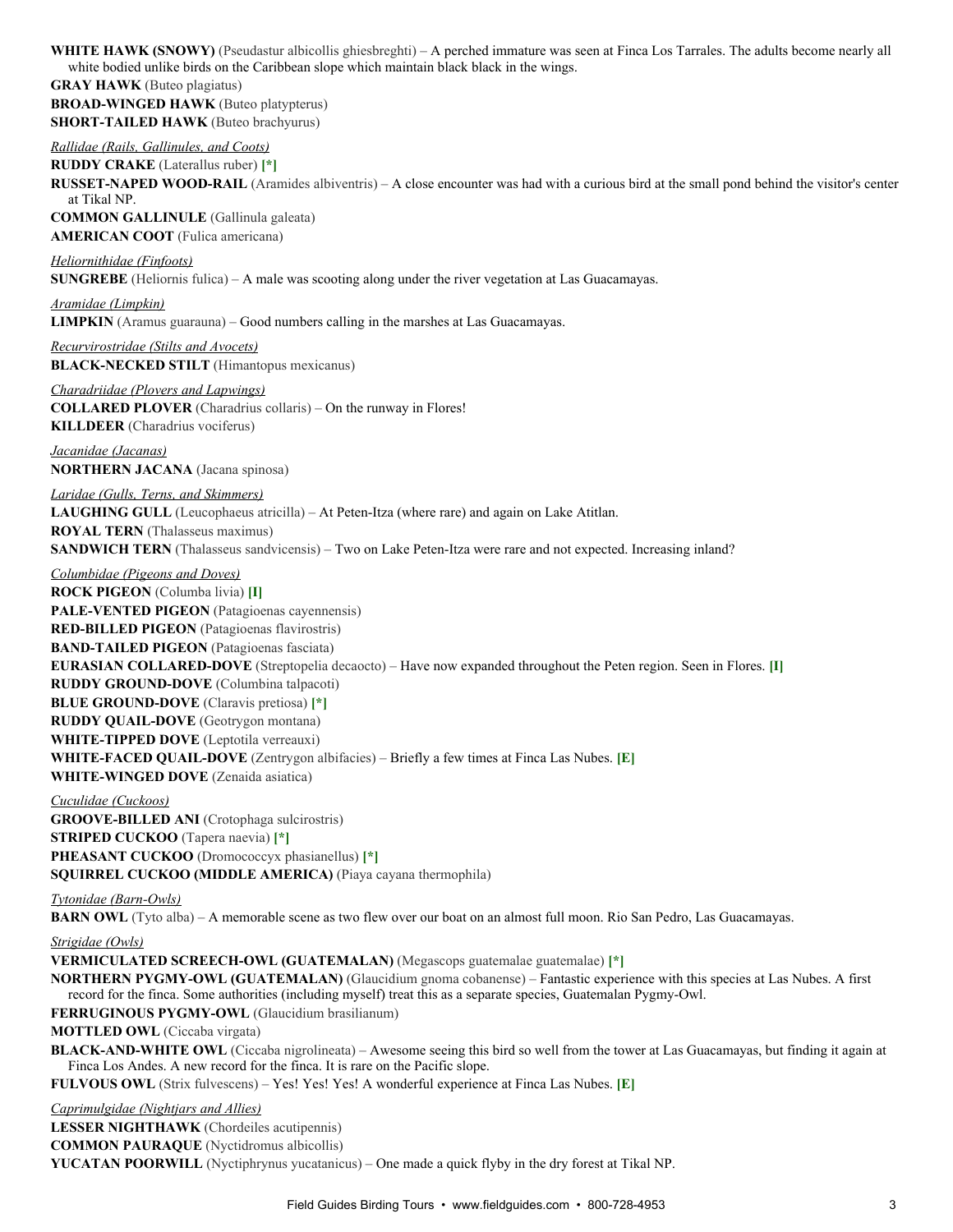**WHITE HAWK (SNOWY)** (Pseudastur albicollis ghiesbreghti) – A perched immature was seen at Finca Los Tarrales. The adults become nearly all white bodied unlike birds on the Caribbean slope which maintain black black in the wings.

**GRAY HAWK** (Buteo plagiatus)

**BROAD-WINGED HAWK** (Buteo platypterus)

**SHORT-TAILED HAWK** (Buteo brachyurus)

*Rallidae (Rails, Gallinules, and Coots)*

**RUDDY CRAKE** (Laterallus ruber) **[*]**

**RUSSET-NAPED WOOD-RAIL** (Aramides albiventris) – A close encounter was had with a curious bird at the small pond behind the visitor's center at Tikal NP.

**COMMON GALLINULE** (Gallinula galeata)

**AMERICAN COOT** (Fulica americana)

*Heliornithidae (Finfoots)*

**SUNGREBE** (Heliornis fulica) – A male was scooting along under the river vegetation at Las Guacamayas.

*Aramidae (Limpkin)*

**LIMPKIN** (Aramus guarauna) – Good numbers calling in the marshes at Las Guacamayas.

*Recurvirostridae (Stilts and Avocets)*

**BLACK-NECKED STILT** (Himantopus mexicanus)

*Charadriidae (Plovers and Lapwings)*

**COLLARED PLOVER** (Charadrius collaris) – On the runway in Flores!

**KILLDEER** (Charadrius vociferus)

*Jacanidae (Jacanas)*

**NORTHERN JACANA** (Jacana spinosa)

*Laridae (Gulls, Terns, and Skimmers)*

**LAUGHING GULL** (Leucophaeus atricilla) – At Peten-Itza (where rare) and again on Lake Atitlan.

**ROYAL TERN** (Thalasseus maximus)

**SANDWICH TERN** (Thalasseus sandvicensis) – Two on Lake Peten-Itza were rare and not expected. Increasing inland?

*Columbidae (Pigeons and Doves)*

**ROCK PIGEON** (Columba livia) **[I]**

**PALE-VENTED PIGEON** (Patagioenas cayennensis)

**RED-BILLED PIGEON** (Patagioenas flavirostris)

**BAND-TAILED PIGEON** (Patagioenas fasciata)

**EURASIAN COLLARED-DOVE** (Streptopelia decaocto) – Have now expanded throughout the Peten region. Seen in Flores. **[I]**

**RUDDY GROUND-DOVE** (Columbina talpacoti)

**BLUE GROUND-DOVE** (Claravis pretiosa) **[*]**

**RUDDY QUAIL-DOVE** (Geotrygon montana)

**WHITE-TIPPED DOVE** (Leptotila verreauxi)

**WHITE-FACED QUAIL-DOVE** (Zentrygon albifacies) – Briefly a few times at Finca Las Nubes. **[E]**

**WHITE-WINGED DOVE** (Zenaida asiatica)

*Cuculidae (Cuckoos)*

**GROOVE-BILLED ANI** (Crotophaga sulcirostris)

**STRIPED CUCKOO** (Tapera naevia) **[*]**

**PHEASANT CUCKOO** (Dromococcyx phasianellus) **[*]**

**SQUIRREL CUCKOO (MIDDLE AMERICA)** (Piaya cayana thermophila)

*Tytonidae (Barn-Owls)*

**BARN OWL** (Tyto alba) – A memorable scene as two flew over our boat on an almost full moon. Rio San Pedro, Las Guacamayas.

*Strigidae (Owls)*

**VERMICULATED SCREECH-OWL (GUATEMALAN)** (Megascops guatemalae guatemalae) **[*]**

**NORTHERN PYGMY-OWL (GUATEMALAN)** (Glaucidium gnoma cobanense) – Fantastic experience with this species at Las Nubes. A first record for the finca. Some authorities (including myself) treat this as a separate species, Guatemalan Pygmy-Owl.

**FERRUGINOUS PYGMY-OWL** (Glaucidium brasilianum)

**MOTTLED OWL** (Ciccaba virgata)

**BLACK-AND-WHITE OWL** (Ciccaba nigrolineata) – Awesome seeing this bird so well from the tower at Las Guacamayas, but finding it again at Finca Los Andes. A new record for the finca. It is rare on the Pacific slope.

**FULVOUS OWL** (Strix fulvescens) – Yes! Yes! Yes! A wonderful experience at Finca Las Nubes. **[E]**

*Caprimulgidae (Nightjars and Allies)*

**LESSER NIGHTHAWK** (Chordeiles acutipennis)

**COMMON PAURAQUE** (Nyctidromus albicollis)

**YUCATAN POORWILL** (Nyctiphrynus yucatanicus) – One made a quick flyby in the dry forest at Tikal NP.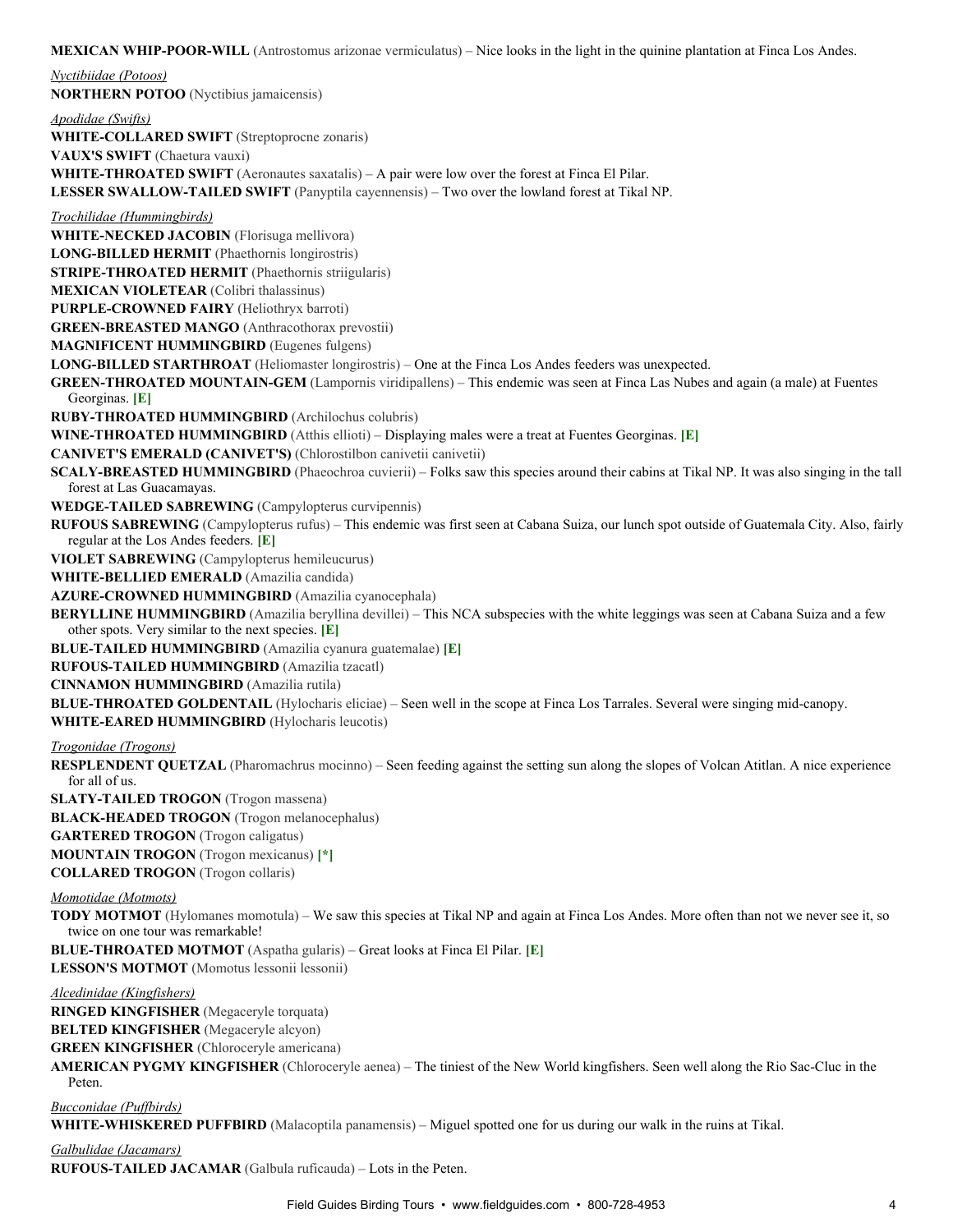**MEXICAN WHIP-POOR-WILL** (Antrostomus arizonae vermiculatus) – Nice looks in the light in the quinine plantation at Finca Los Andes.

*Nyctibiidae (Potoos)*

**NORTHERN POTOO** (Nyctibius jamaicensis)

*Apodidae (Swifts)*

**WHITE-COLLARED SWIFT** (Streptoprocne zonaris)

**VAUX'S SWIFT** (Chaetura vauxi)

**WHITE-THROATED SWIFT** (Aeronautes saxatalis) – A pair were low over the forest at Finca El Pilar.

**LESSER SWALLOW-TAILED SWIFT** (Panyptila cayennensis) – Two over the lowland forest at Tikal NP.

*Trochilidae (Hummingbirds)*

**WHITE-NECKED JACOBIN** (Florisuga mellivora)

**LONG-BILLED HERMIT** (Phaethornis longirostris)

**STRIPE-THROATED HERMIT** (Phaethornis striigularis)

**MEXICAN VIOLETEAR** (Colibri thalassinus)

**PURPLE-CROWNED FAIRY** (Heliothryx barroti)

**GREEN-BREASTED MANGO** (Anthracothorax prevostii)

**MAGNIFICENT HUMMINGBIRD** (Eugenes fulgens)

**LONG-BILLED STARTHROAT** (Heliomaster longirostris) – One at the Finca Los Andes feeders was unexpected.

**GREEN-THROATED MOUNTAIN-GEM** (Lampornis viridipallens) – This endemic was seen at Finca Las Nubes and again (a male) at Fuentes Georginas. **[E]**

**RUBY-THROATED HUMMINGBIRD** (Archilochus colubris)

**WINE-THROATED HUMMINGBIRD** (Atthis ellioti) – Displaying males were a treat at Fuentes Georginas. **[E]**

**CANIVET'S EMERALD (CANIVET'S)** (Chlorostilbon canivetii canivetii)

**SCALY-BREASTED HUMMINGBIRD** (Phaeochroa cuvierii) – Folks saw this species around their cabins at Tikal NP. It was also singing in the tall forest at Las Guacamayas.

**WEDGE-TAILED SABREWING** (Campylopterus curvipennis)

**RUFOUS SABREWING** (Campylopterus rufus) – This endemic was first seen at Cabana Suiza, our lunch spot outside of Guatemala City. Also, fairly regular at the Los Andes feeders. **[E]**

**VIOLET SABREWING** (Campylopterus hemileucurus)

**WHITE-BELLIED EMERALD** (Amazilia candida)

**AZURE-CROWNED HUMMINGBIRD** (Amazilia cyanocephala)

**BERYLLINE HUMMINGBIRD** (Amazilia beryllina devillei) – This NCA subspecies with the white leggings was seen at Cabana Suiza and a few other spots. Very similar to the next species. **[E]**

**BLUE-TAILED HUMMINGBIRD** (Amazilia cyanura guatemalae) **[E]**

**RUFOUS-TAILED HUMMINGBIRD** (Amazilia tzacatl)

**CINNAMON HUMMINGBIRD** (Amazilia rutila)

**BLUE-THROATED GOLDENTAIL** (Hylocharis eliciae) – Seen well in the scope at Finca Los Tarrales. Several were singing mid-canopy.

**WHITE-EARED HUMMINGBIRD** (Hylocharis leucotis)

*Trogonidae (Trogons)*

**RESPLENDENT QUETZAL** (Pharomachrus mocinno) – Seen feeding against the setting sun along the slopes of Volcan Atitlan. A nice experience for all of us.

**SLATY-TAILED TROGON** (Trogon massena)

**BLACK-HEADED TROGON** (Trogon melanocephalus)

**GARTERED TROGON** (Trogon caligatus)

**MOUNTAIN TROGON** (Trogon mexicanus) **[*]**

**COLLARED TROGON** (Trogon collaris)

*Momotidae (Motmots)*

**TODY MOTMOT** (Hylomanes momotula) – We saw this species at Tikal NP and again at Finca Los Andes. More often than not we never see it, so twice on one tour was remarkable!

**BLUE-THROATED MOTMOT** (Aspatha gularis) – Great looks at Finca El Pilar. **[E]**

**LESSON'S MOTMOT** (Momotus lessonii lessonii)

*Alcedinidae (Kingfishers)*

**RINGED KINGFISHER** (Megaceryle torquata)

**BELTED KINGFISHER** (Megaceryle alcyon)

**GREEN KINGFISHER** (Chloroceryle americana)

**AMERICAN PYGMY KINGFISHER** (Chloroceryle aenea) – The tiniest of the New World kingfishers. Seen well along the Rio Sac-Cluc in the Peten.

*Bucconidae (Puffbirds)*

**WHITE-WHISKERED PUFFBIRD** (Malacoptila panamensis) – Miguel spotted one for us during our walk in the ruins at Tikal.

*Galbulidae (Jacamars)*

**RUFOUS-TAILED JACAMAR** (Galbula ruficauda) – Lots in the Peten.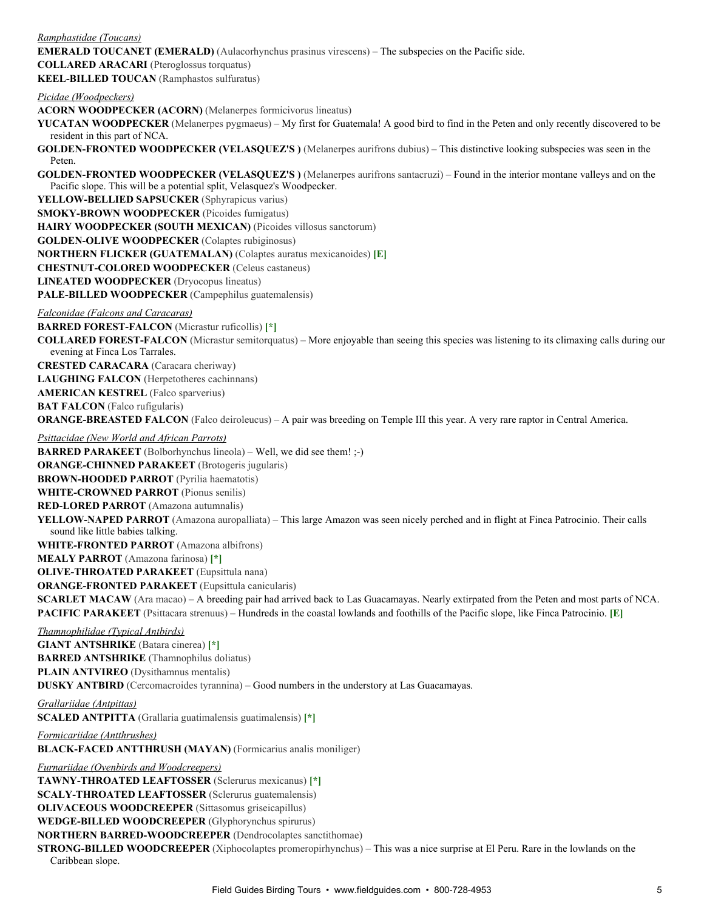*Ramphastidae (Toucans)*

**EMERALD TOUCANET (EMERALD)** (Aulacorhynchus prasinus virescens) – The subspecies on the Pacific side.

**COLLARED ARACARI** (Pteroglossus torquatus)

**KEEL-BILLED TOUCAN** (Ramphastos sulfuratus)

*Picidae (Woodpeckers)*

**ACORN WOODPECKER (ACORN)** (Melanerpes formicivorus lineatus)

**YUCATAN WOODPECKER** (Melanerpes pygmaeus) – My first for Guatemala! A good bird to find in the Peten and only recently discovered to be resident in this part of NCA.

**GOLDEN-FRONTED WOODPECKER (VELASQUEZ'S )** (Melanerpes aurifrons dubius) – This distinctive looking subspecies was seen in the Peten.

**GOLDEN-FRONTED WOODPECKER (VELASQUEZ'S )** (Melanerpes aurifrons santacruzi) – Found in the interior montane valleys and on the Pacific slope. This will be a potential split, Velasquez's Woodpecker.

**YELLOW-BELLIED SAPSUCKER** (Sphyrapicus varius)

**SMOKY-BROWN WOODPECKER** (Picoides fumigatus)

**HAIRY WOODPECKER (SOUTH MEXICAN)** (Picoides villosus sanctorum)

**GOLDEN-OLIVE WOODPECKER** (Colaptes rubiginosus)

**NORTHERN FLICKER (GUATEMALAN)** (Colaptes auratus mexicanoides) **[E]**

**CHESTNUT-COLORED WOODPECKER** (Celeus castaneus)

**LINEATED WOODPECKER** (Dryocopus lineatus)

**PALE-BILLED WOODPECKER** (Campephilus guatemalensis)

*Falconidae (Falcons and Caracaras)*

**BARRED FOREST-FALCON** (Micrastur ruficollis) **[*]**

**COLLARED FOREST-FALCON** (Micrastur semitorquatus) – More enjoyable than seeing this species was listening to its climaxing calls during our evening at Finca Los Tarrales.

**CRESTED CARACARA** (Caracara cheriway)

**LAUGHING FALCON** (Herpetotheres cachinnans)

**AMERICAN KESTREL** (Falco sparverius)

**BAT FALCON** (Falco rufigularis)

**ORANGE-BREASTED FALCON** (Falco deiroleucus) – A pair was breeding on Temple III this year. A very rare raptor in Central America.

*Psittacidae (New World and African Parrots)*

**BARRED PARAKEET** (Bolborhynchus lineola) – Well, we did see them! ;-)

**ORANGE-CHINNED PARAKEET** (Brotogeris jugularis)

**BROWN-HOODED PARROT** (Pyrilia haematotis)

**WHITE-CROWNED PARROT** (Pionus senilis)

**RED-LORED PARROT** (Amazona autumnalis)

**YELLOW-NAPED PARROT** (Amazona auropalliata) – This large Amazon was seen nicely perched and in flight at Finca Patrocinio. Their calls sound like little babies talking.

**WHITE-FRONTED PARROT** (Amazona albifrons)

**MEALY PARROT** (Amazona farinosa) **[*]**

**OLIVE-THROATED PARAKEET** (Eupsittula nana)

**ORANGE-FRONTED PARAKEET** (Eupsittula canicularis)

**SCARLET MACAW** (Ara macao) – A breeding pair had arrived back to Las Guacamayas. Nearly extirpated from the Peten and most parts of NCA.

**PACIFIC PARAKEET** (Psittacara strenuus) – Hundreds in the coastal lowlands and foothills of the Pacific slope, like Finca Patrocinio. **[E]**

*Thamnophilidae (Typical Antbirds)*

**GIANT ANTSHRIKE** (Batara cinerea) **[*]**

**BARRED ANTSHRIKE** (Thamnophilus doliatus)

**PLAIN ANTVIREO** (Dysithamnus mentalis)

**DUSKY ANTBIRD** (Cercomacroides tyrannina) – Good numbers in the understory at Las Guacamayas.

*Grallariidae (Antpittas)*

**SCALED ANTPITTA** (Grallaria guatimalensis guatimalensis) **[*]**

*Formicariidae (Antthrushes)*

**BLACK-FACED ANTTHRUSH (MAYAN)** (Formicarius analis moniliger)

*Furnariidae (Ovenbirds and Woodcreepers)*

**TAWNY-THROATED LEAFTOSSER** (Sclerurus mexicanus) **[*]**

**SCALY-THROATED LEAFTOSSER** (Sclerurus guatemalensis)

**OLIVACEOUS WOODCREEPER** (Sittasomus griseicapillus)

**WEDGE-BILLED WOODCREEPER** (Glyphorynchus spirurus)

**NORTHERN BARRED-WOODCREEPER** (Dendrocolaptes sanctithomae)

**STRONG-BILLED WOODCREEPER** (Xiphocolaptes promeropirhynchus) – This was a nice surprise at El Peru. Rare in the lowlands on the Caribbean slope.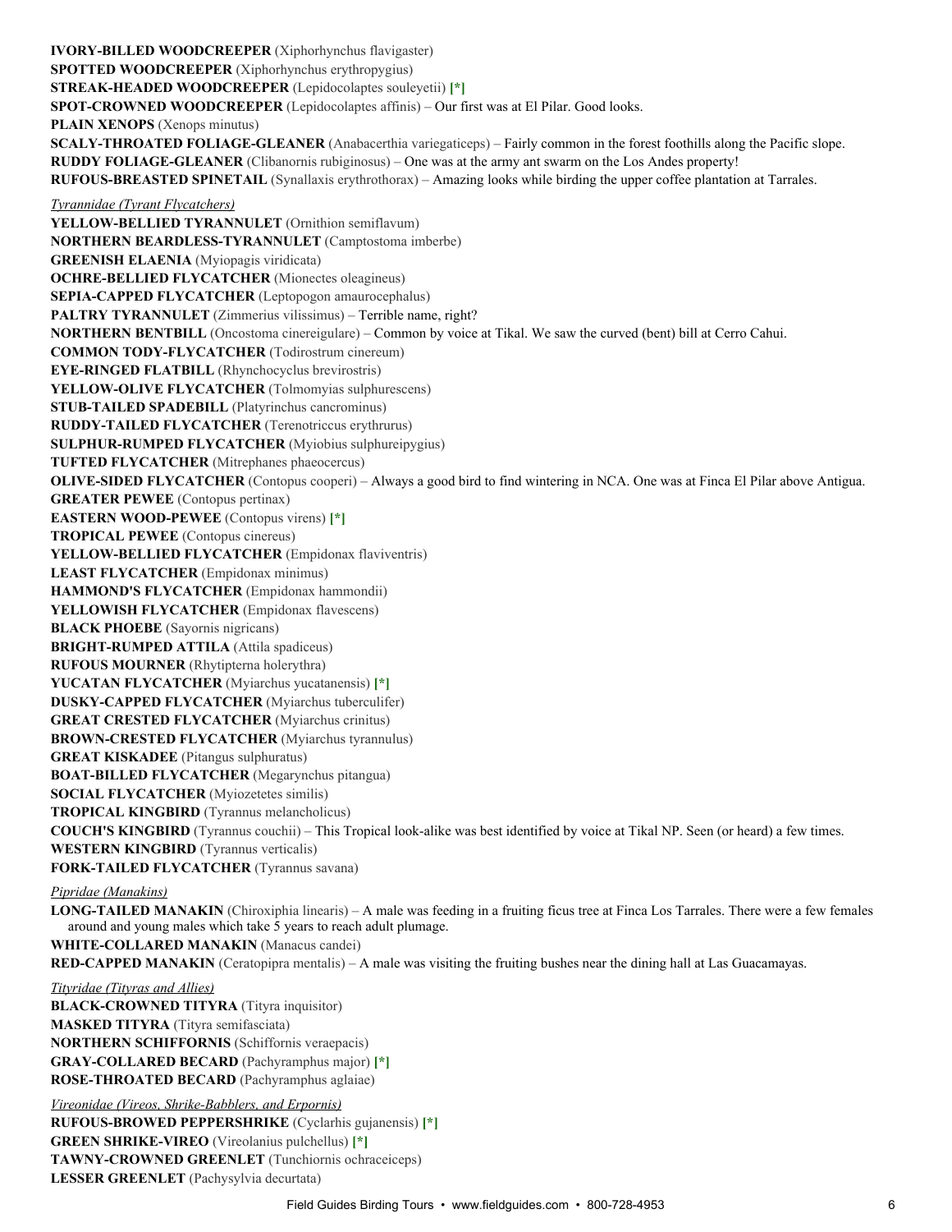**IVORY-BILLED WOODCREEPER** (Xiphorhynchus flavigaster)
**SPOTTED WOODCREEPER** (Xiphorhynchus erythropygius)
**STREAK-HEADED WOODCREEPER** (Lepidocolaptes souleyetii) **[*]**
**SPOT-CROWNED WOODCREEPER** (Lepidocolaptes affinis) – Our first was at El Pilar. Good looks.
**PLAIN XENOPS** (Xenops minutus)
**SCALY-THROATED FOLIAGE-GLEANER** (Anabacerthia variegaticeps) – Fairly common in the forest foothills along the Pacific slope.
**RUDDY FOLIAGE-GLEANER** (Clibanornis rubiginosus) – One was at the army ant swarm on the Los Andes property!
**RUFOUS-BREASTED SPINETAIL** (Synallaxis erythrothorax) – Amazing looks while birding the upper coffee plantation at Tarrales.

*Tyrannidae (Tyrant Flycatchers)*

**YELLOW-BELLIED TYRANNULET** (Ornithion semiflavum)
**NORTHERN BEARDLESS-TYRANNULET** (Camptostoma imberbe)
**GREENISH ELAENIA** (Myiopagis viridicata)
**OCHRE-BELLIED FLYCATCHER** (Mionectes oleagineus)
**SEPIA-CAPPED FLYCATCHER** (Leptopogon amaurocephalus)
**PALTRY TYRANNULET** (Zimmerius vilissimus) – Terrible name, right?
**NORTHERN BENTBILL** (Oncostoma cinereigulare) – Common by voice at Tikal. We saw the curved (bent) bill at Cerro Cahui.
**COMMON TODY-FLYCATCHER** (Todirostrum cinereum)
**EYE-RINGED FLATBILL** (Rhynchocyclus brevirostris)
**YELLOW-OLIVE FLYCATCHER** (Tolmomyias sulphurescens)
**STUB-TAILED SPADEBILL** (Platyrinchus cancrominus)
**RUDDY-TAILED FLYCATCHER** (Terenotriccus erythrurus)
**SULPHUR-RUMPED FLYCATCHER** (Myiobius sulphureipygius)
**TUFTED FLYCATCHER** (Mitrephanes phaeocercus)
**OLIVE-SIDED FLYCATCHER** (Contopus cooperi) – Always a good bird to find wintering in NCA. One was at Finca El Pilar above Antigua.
**GREATER PEWEE** (Contopus pertinax)
**EASTERN WOOD-PEWEE** (Contopus virens) **[*]**
**TROPICAL PEWEE** (Contopus cinereus)
**YELLOW-BELLIED FLYCATCHER** (Empidonax flaviventris)
**LEAST FLYCATCHER** (Empidonax minimus)
**HAMMOND'S FLYCATCHER** (Empidonax hammondii)
**YELLOWISH FLYCATCHER** (Empidonax flavescens)
**BLACK PHOEBE** (Sayornis nigricans)
**BRIGHT-RUMPED ATTILA** (Attila spadiceus)
**RUFOUS MOURNER** (Rhytipterna holerythra)
**YUCATAN FLYCATCHER** (Myiarchus yucatanensis) **[*]**
**DUSKY-CAPPED FLYCATCHER** (Myiarchus tuberculifer)
**GREAT CRESTED FLYCATCHER** (Myiarchus crinitus)
**BROWN-CRESTED FLYCATCHER** (Myiarchus tyrannulus)
**GREAT KISKADEE** (Pitangus sulphuratus)
**BOAT-BILLED FLYCATCHER** (Megarynchus pitangua)
**SOCIAL FLYCATCHER** (Myiozetetes similis)
**TROPICAL KINGBIRD** (Tyrannus melancholicus)
**COUCH'S KINGBIRD** (Tyrannus couchii) – This Tropical look-alike was best identified by voice at Tikal NP. Seen (or heard) a few times.
**WESTERN KINGBIRD** (Tyrannus verticalis)
**FORK-TAILED FLYCATCHER** (Tyrannus savana)

*Pipridae (Manakins)*

**LONG-TAILED MANAKIN** (Chiroxiphia linearis) – A male was feeding in a fruiting ficus tree at Finca Los Tarrales. There were a few females around and young males which take 5 years to reach adult plumage.
**WHITE-COLLARED MANAKIN** (Manacus candei)
**RED-CAPPED MANAKIN** (Ceratopipra mentalis) – A male was visiting the fruiting bushes near the dining hall at Las Guacamayas.

*Tityridae (Tityras and Allies)*

**BLACK-CROWNED TITYRA** (Tityra inquisitor)
**MASKED TITYRA** (Tityra semifasciata)
**NORTHERN SCHIFFORNIS** (Schiffornis veraepacis)
**GRAY-COLLARED BECARD** (Pachyramphus major) **[*]**
**ROSE-THROATED BECARD** (Pachyramphus aglaiae)

*Vireonidae (Vireos, Shrike-Babblers, and Erpornis)*

**RUFOUS-BROWED PEPPERSHRIKE** (Cyclarhis gujanensis) **[*]**
**GREEN SHRIKE-VIREO** (Vireolanius pulchellus) **[*]**
**TAWNY-CROWNED GREENLET** (Tunchiornis ochraceiceps)
**LESSER GREENLET** (Pachysylvia decurtata)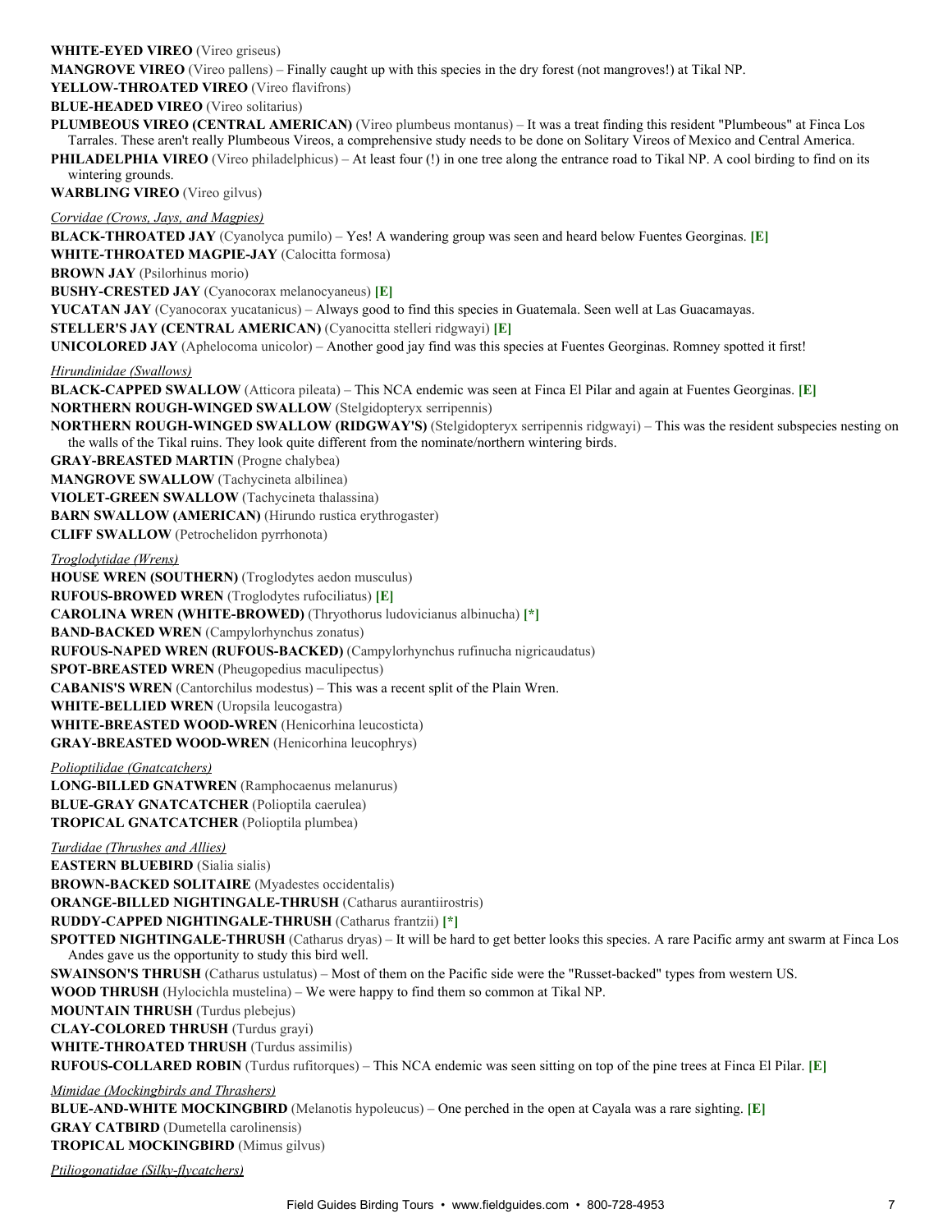**WHITE-EYED VIREO** (Vireo griseus)

**MANGROVE VIREO** (Vireo pallens) – Finally caught up with this species in the dry forest (not mangroves!) at Tikal NP.

**YELLOW-THROATED VIREO** (Vireo flavifrons)

**BLUE-HEADED VIREO** (Vireo solitarius)

**PLUMBEOUS VIREO (CENTRAL AMERICAN)** (Vireo plumbeus montanus) – It was a treat finding this resident "Plumbeous" at Finca Los Tarrales. These aren't really Plumbeous Vireos, a comprehensive study needs to be done on Solitary Vireos of Mexico and Central America.

**PHILADELPHIA VIREO** (Vireo philadelphicus) – At least four (!) in one tree along the entrance road to Tikal NP. A cool birding to find on its wintering grounds.

**WARBLING VIREO** (Vireo gilvus)

*Corvidae (Crows, Jays, and Magpies)*

**BLACK-THROATED JAY** (Cyanolyca pumilo) – Yes! A wandering group was seen and heard below Fuentes Georginas. **[E]**

**WHITE-THROATED MAGPIE-JAY** (Calocitta formosa)

**BROWN JAY** (Psilorhinus morio)

**BUSHY-CRESTED JAY** (Cyanocorax melanocyaneus) **[E]**

**YUCATAN JAY** (Cyanocorax yucatanicus) – Always good to find this species in Guatemala. Seen well at Las Guacamayas.

**STELLER'S JAY (CENTRAL AMERICAN)** (Cyanocitta stelleri ridgwayi) **[E]**

**UNICOLORED JAY** (Aphelocoma unicolor) – Another good jay find was this species at Fuentes Georginas. Romney spotted it first!

*Hirundinidae (Swallows)*

**BLACK-CAPPED SWALLOW** (Atticora pileata) – This NCA endemic was seen at Finca El Pilar and again at Fuentes Georginas. **[E]**

**NORTHERN ROUGH-WINGED SWALLOW** (Stelgidopteryx serripennis)

**NORTHERN ROUGH-WINGED SWALLOW (RIDGWAY'S)** (Stelgidopteryx serripennis ridgwayi) – This was the resident subspecies nesting on the walls of the Tikal ruins. They look quite different from the nominate/northern wintering birds.

**GRAY-BREASTED MARTIN** (Progne chalybea)

**MANGROVE SWALLOW** (Tachycineta albilinea)

**VIOLET-GREEN SWALLOW** (Tachycineta thalassina)

**BARN SWALLOW (AMERICAN)** (Hirundo rustica erythrogaster)

**CLIFF SWALLOW** (Petrochelidon pyrrhonota)

*Troglodytidae (Wrens)*

**HOUSE WREN (SOUTHERN)** (Troglodytes aedon musculus)

**RUFOUS-BROWED WREN** (Troglodytes rufociliatus) **[E]**

**CAROLINA WREN (WHITE-BROWED)** (Thryothorus ludovicianus albinucha) **[*]**

**BAND-BACKED WREN** (Campylorhynchus zonatus)

**RUFOUS-NAPED WREN (RUFOUS-BACKED)** (Campylorhynchus rufinucha nigricaudatus)

**SPOT-BREASTED WREN** (Pheugopedius maculipectus)

**CABANIS'S WREN** (Cantorchilus modestus) – This was a recent split of the Plain Wren.

**WHITE-BELLIED WREN** (Uropsila leucogastra)

**WHITE-BREASTED WOOD-WREN** (Henicorhina leucosticta)

**GRAY-BREASTED WOOD-WREN** (Henicorhina leucophrys)

*Polioptilidae (Gnatcatchers)*

**LONG-BILLED GNATWREN** (Ramphocaenus melanurus)

**BLUE-GRAY GNATCATCHER** (Polioptila caerulea)

**TROPICAL GNATCATCHER** (Polioptila plumbea)

*Turdidae (Thrushes and Allies)*

**EASTERN BLUEBIRD** (Sialia sialis)

**BROWN-BACKED SOLITAIRE** (Myadestes occidentalis)

**ORANGE-BILLED NIGHTINGALE-THRUSH** (Catharus aurantiirostris)

**RUDDY-CAPPED NIGHTINGALE-THRUSH** (Catharus frantzii) **[*]**

**SPOTTED NIGHTINGALE-THRUSH** (Catharus dryas) – It will be hard to get better looks this species. A rare Pacific army ant swarm at Finca Los Andes gave us the opportunity to study this bird well.

**SWAINSON'S THRUSH** (Catharus ustulatus) – Most of them on the Pacific side were the "Russet-backed" types from western US.

**WOOD THRUSH** (Hylocichla mustelina) – We were happy to find them so common at Tikal NP.

**MOUNTAIN THRUSH** (Turdus plebejus)

**CLAY-COLORED THRUSH** (Turdus grayi)

**WHITE-THROATED THRUSH** (Turdus assimilis)

**RUFOUS-COLLARED ROBIN** (Turdus rufitorques) – This NCA endemic was seen sitting on top of the pine trees at Finca El Pilar. **[E]**

*Mimidae (Mockingbirds and Thrashers)*

**BLUE-AND-WHITE MOCKINGBIRD** (Melanotis hypoleucus) – One perched in the open at Cayala was a rare sighting. **[E]**

**GRAY CATBIRD** (Dumetella carolinensis)

**TROPICAL MOCKINGBIRD** (Mimus gilvus)

*Ptiliogonatidae (Silky-flycatchers)*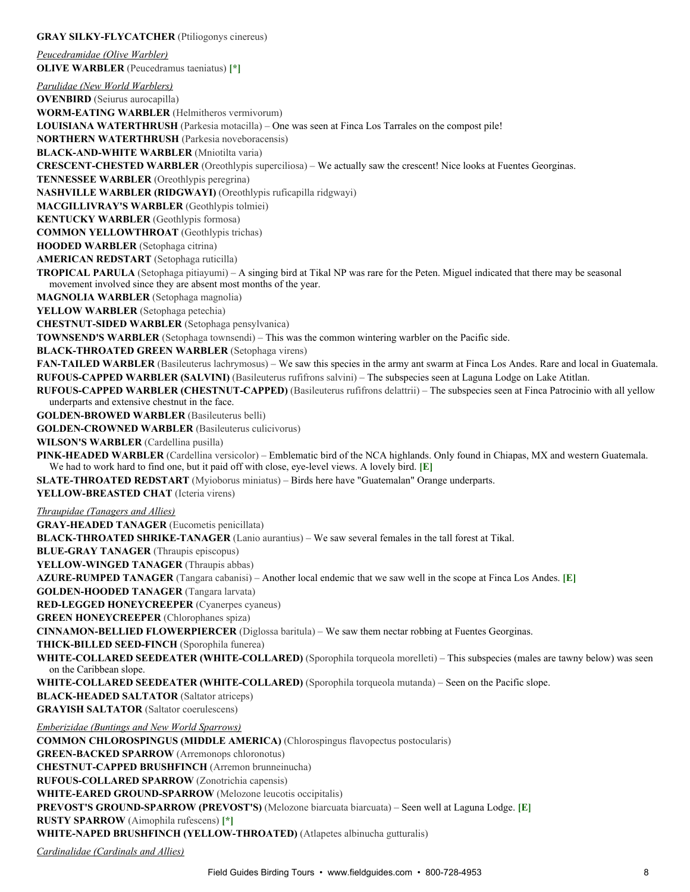**GRAY SILKY-FLYCATCHER** (Ptiliogonys cinereus)

*Peucedramidae (Olive Warbler)*

**OLIVE WARBLER** (Peucedramus taeniatus) **[*]**

*Parulidae (New World Warblers)*

**OVENBIRD** (Seiurus aurocapilla)

**WORM-EATING WARBLER** (Helmitheros vermivorum)

**LOUISIANA WATERTHRUSH** (Parkesia motacilla) – One was seen at Finca Los Tarrales on the compost pile!

**NORTHERN WATERTHRUSH** (Parkesia noveboracensis)

**BLACK-AND-WHITE WARBLER** (Mniotilta varia)

**CRESCENT-CHESTED WARBLER** (Oreothlypis superciliosa) – We actually saw the crescent! Nice looks at Fuentes Georginas.

**TENNESSEE WARBLER** (Oreothlypis peregrina)

**NASHVILLE WARBLER (RIDGWAYI)** (Oreothlypis ruficapilla ridgwayi)

**MACGILLIVRAY'S WARBLER** (Geothlypis tolmiei)

**KENTUCKY WARBLER** (Geothlypis formosa)

**COMMON YELLOWTHROAT** (Geothlypis trichas)

**HOODED WARBLER** (Setophaga citrina)

**AMERICAN REDSTART** (Setophaga ruticilla)

**TROPICAL PARULA** (Setophaga pitiayumi) – A singing bird at Tikal NP was rare for the Peten. Miguel indicated that there may be seasonal movement involved since they are absent most months of the year.

**MAGNOLIA WARBLER** (Setophaga magnolia)

**YELLOW WARBLER** (Setophaga petechia)

**CHESTNUT-SIDED WARBLER** (Setophaga pensylvanica)

**TOWNSEND'S WARBLER** (Setophaga townsendi) – This was the common wintering warbler on the Pacific side.

**BLACK-THROATED GREEN WARBLER** (Setophaga virens)

**FAN-TAILED WARBLER** (Basileuterus lachrymosus) – We saw this species in the army ant swarm at Finca Los Andes. Rare and local in Guatemala.

**RUFOUS-CAPPED WARBLER (SALVINI)** (Basileuterus rufifrons salvini) – The subspecies seen at Laguna Lodge on Lake Atitlan.

**RUFOUS-CAPPED WARBLER (CHESTNUT-CAPPED)** (Basileuterus rufifrons delattrii) – The subspecies seen at Finca Patrocinio with all yellow underparts and extensive chestnut in the face.

**GOLDEN-BROWED WARBLER** (Basileuterus belli)

**GOLDEN-CROWNED WARBLER** (Basileuterus culicivorus)

**WILSON'S WARBLER** (Cardellina pusilla)

**PINK-HEADED WARBLER** (Cardellina versicolor) – Emblematic bird of the NCA highlands. Only found in Chiapas, MX and western Guatemala. We had to work hard to find one, but it paid off with close, eye-level views. A lovely bird. **[E]**

**SLATE-THROATED REDSTART** (Myioborus miniatus) – Birds here have "Guatemalan" Orange underparts.

**YELLOW-BREASTED CHAT** (Icteria virens)

*Thraupidae (Tanagers and Allies)*

**GRAY-HEADED TANAGER** (Eucometis penicillata)

**BLACK-THROATED SHRIKE-TANAGER** (Lanio aurantius) – We saw several females in the tall forest at Tikal.

**BLUE-GRAY TANAGER** (Thraupis episcopus)

**YELLOW-WINGED TANAGER** (Thraupis abbas)

**AZURE-RUMPED TANAGER** (Tangara cabanisi) – Another local endemic that we saw well in the scope at Finca Los Andes. **[E]**

**GOLDEN-HOODED TANAGER** (Tangara larvata)

**RED-LEGGED HONEYCREEPER** (Cyanerpes cyaneus)

**GREEN HONEYCREEPER** (Chlorophanes spiza)

**CINNAMON-BELLIED FLOWERPIERCER** (Diglossa baritula) – We saw them nectar robbing at Fuentes Georginas.

**THICK-BILLED SEED-FINCH** (Sporophila funerea)

**WHITE-COLLARED SEEDEATER (WHITE-COLLARED)** (Sporophila torqueola morelleti) – This subspecies (males are tawny below) was seen on the Caribbean slope.

**WHITE-COLLARED SEEDEATER (WHITE-COLLARED)** (Sporophila torqueola mutanda) – Seen on the Pacific slope.

**BLACK-HEADED SALTATOR** (Saltator atriceps)

**GRAYISH SALTATOR** (Saltator coerulescens)

*Emberizidae (Buntings and New World Sparrows)*

**COMMON CHLOROSPINGUS (MIDDLE AMERICA)** (Chlorospingus flavopectus postocularis)

**GREEN-BACKED SPARROW** (Arremonops chloronotus)

**CHESTNUT-CAPPED BRUSHFINCH** (Arremon brunneinucha)

**RUFOUS-COLLARED SPARROW** (Zonotrichia capensis)

**WHITE-EARED GROUND-SPARROW** (Melozone leucotis occipitalis)

**PREVOST'S GROUND-SPARROW (PREVOST'S)** (Melozone biarcuata biarcuata) – Seen well at Laguna Lodge. **[E]**

**RUSTY SPARROW** (Aimophila rufescens) **[*]**

**WHITE-NAPED BRUSHFINCH (YELLOW-THROATED)** (Atlapetes albinucha gutturalis)

*Cardinalidae (Cardinals and Allies)*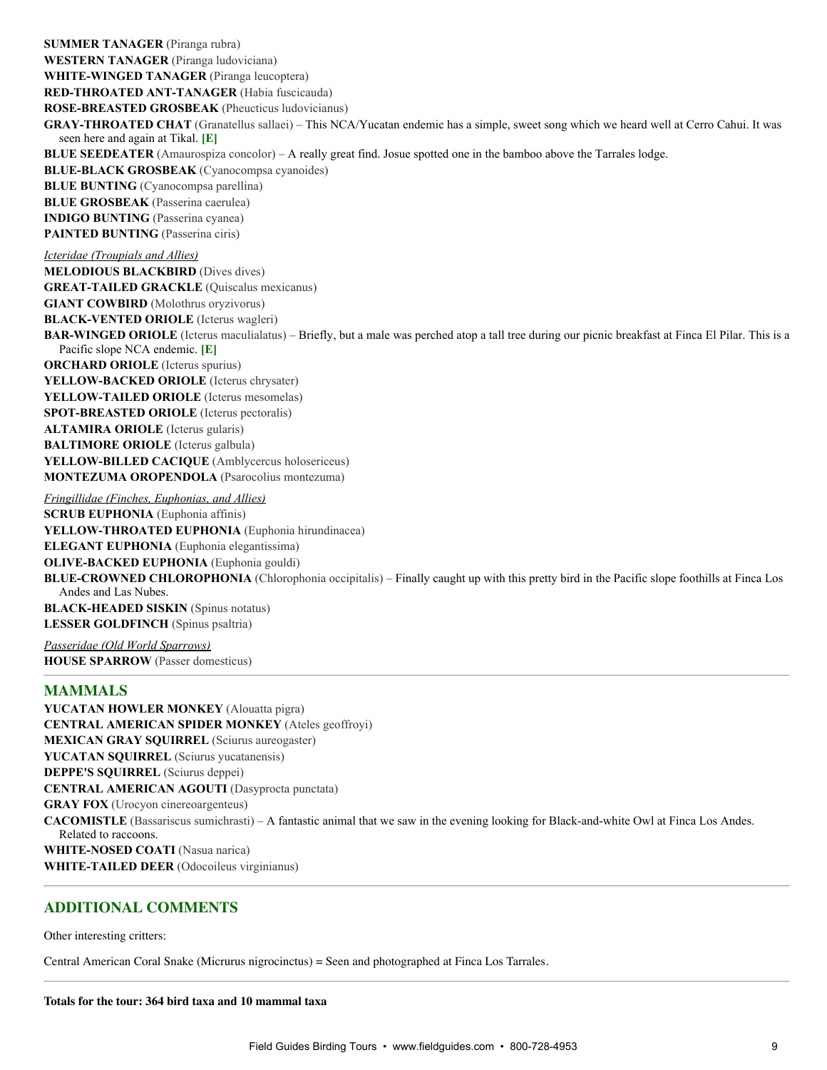**SUMMER TANAGER** (Piranga rubra)
**WESTERN TANAGER** (Piranga ludoviciana)
**WHITE-WINGED TANAGER** (Piranga leucoptera)
**RED-THROATED ANT-TANAGER** (Habia fuscicauda)
**ROSE-BREASTED GROSBEAK** (Pheucticus ludovicianus)
**GRAY-THROATED CHAT** (Granatellus sallaei) – This NCA/Yucatan endemic has a simple, sweet song which we heard well at Cerro Cahui. It was seen here and again at Tikal. **[E]**
**BLUE SEEDEATER** (Amaurospiza concolor) – A really great find. Josue spotted one in the bamboo above the Tarrales lodge.
**BLUE-BLACK GROSBEAK** (Cyanocompsa cyanoides)
**BLUE BUNTING** (Cyanocompsa parellina)
**BLUE GROSBEAK** (Passerina caerulea)
**INDIGO BUNTING** (Passerina cyanea)
**PAINTED BUNTING** (Passerina ciris)

*Icteridae (Troupials and Allies)*
**MELODIOUS BLACKBIRD** (Dives dives)
**GREAT-TAILED GRACKLE** (Quiscalus mexicanus)
**GIANT COWBIRD** (Molothrus oryzivorus)
**BLACK-VENTED ORIOLE** (Icterus wagleri)
**BAR-WINGED ORIOLE** (Icterus maculialatus) – Briefly, but a male was perched atop a tall tree during our picnic breakfast at Finca El Pilar. This is a Pacific slope NCA endemic. **[E]**
**ORCHARD ORIOLE** (Icterus spurius)
**YELLOW-BACKED ORIOLE** (Icterus chrysater)
**YELLOW-TAILED ORIOLE** (Icterus mesomelas)
**SPOT-BREASTED ORIOLE** (Icterus pectoralis)
**ALTAMIRA ORIOLE** (Icterus gularis)
**BALTIMORE ORIOLE** (Icterus galbula)
**YELLOW-BILLED CACIQUE** (Amblycercus holosericeus)
**MONTEZUMA OROPENDOLA** (Psarocolius montezuma)

*Fringillidae (Finches, Euphonias, and Allies)*
**SCRUB EUPHONIA** (Euphonia affinis)
**YELLOW-THROATED EUPHONIA** (Euphonia hirundinacea)
**ELEGANT EUPHONIA** (Euphonia elegantissima)
**OLIVE-BACKED EUPHONIA** (Euphonia gouldi)
**BLUE-CROWNED CHLOROPHONIA** (Chlorophonia occipitalis) – Finally caught up with this pretty bird in the Pacific slope foothills at Finca Los Andes and Las Nubes.
**BLACK-HEADED SISKIN** (Spinus notatus)
**LESSER GOLDFINCH** (Spinus psaltria)

*Passeridae (Old World Sparrows)*
**HOUSE SPARROW** (Passer domesticus)

## MAMMALS

**YUCATAN HOWLER MONKEY** (Alouatta pigra)
**CENTRAL AMERICAN SPIDER MONKEY** (Ateles geoffroyi)
**MEXICAN GRAY SQUIRREL** (Sciurus aureogaster)
**YUCATAN SQUIRREL** (Sciurus yucatanensis)
**DEPPE'S SQUIRREL** (Sciurus deppei)
**CENTRAL AMERICAN AGOUTI** (Dasyprocta punctata)
**GRAY FOX** (Urocyon cinereoargenteus)
**CACOMISTLE** (Bassariscus sumichrasti) – A fantastic animal that we saw in the evening looking for Black-and-white Owl at Finca Los Andes. Related to raccoons.
**WHITE-NOSED COATI** (Nasua narica)
**WHITE-TAILED DEER** (Odocoileus virginianus)

## ADDITIONAL COMMENTS

Other interesting critters:

Central American Coral Snake (Micrurus nigrocinctus) = Seen and photographed at Finca Los Tarrales.

**Totals for the tour: 364 bird taxa and 10 mammal taxa**